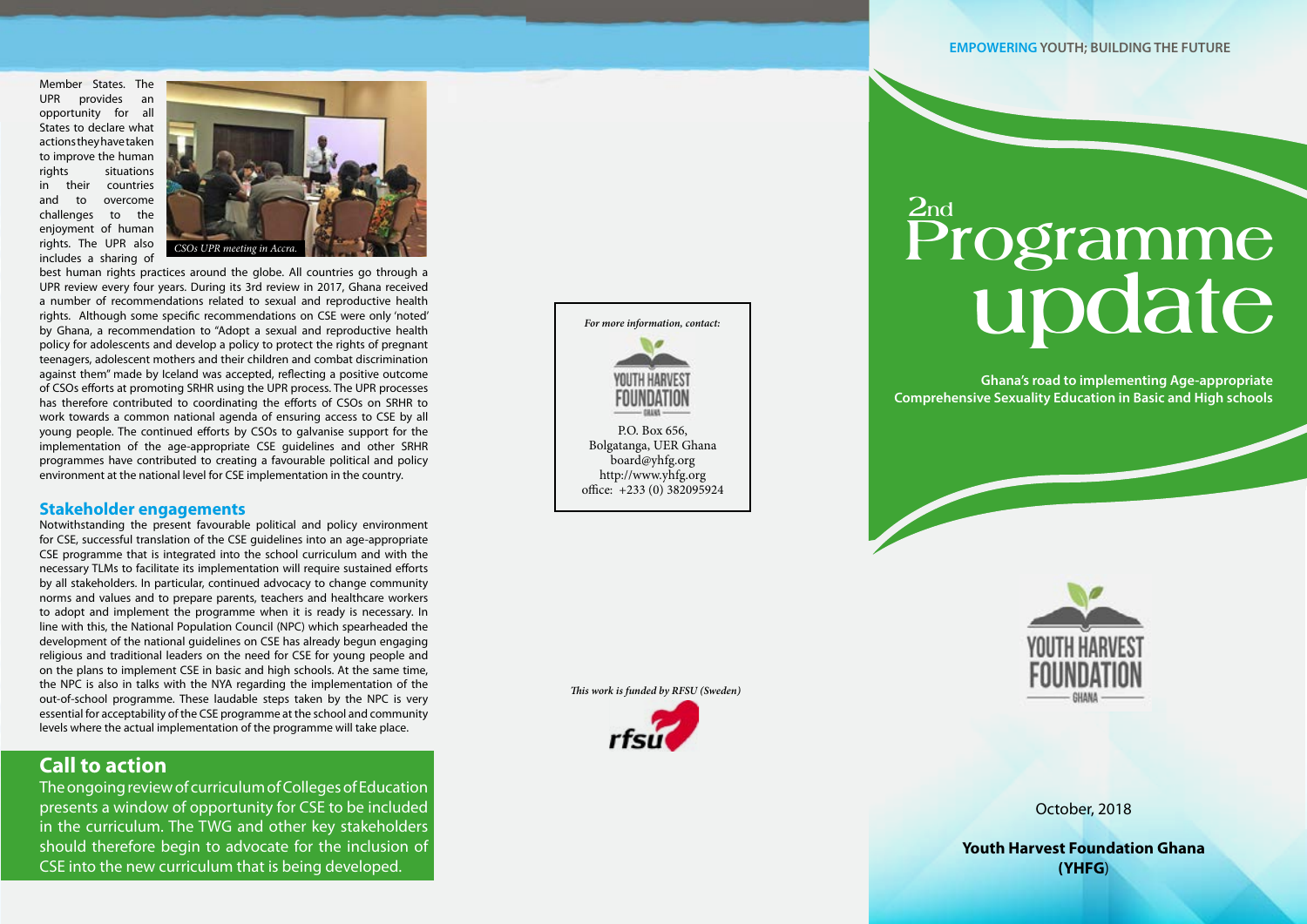Member States. The UPR provides an opportunity for all States to declare what actions they have taken to improve the human rights situations in their countries and to overcome challenges to the enjoyment of human rights. The UPR also includes a sharing of best human rights practices around the globe. All countries go through a UPR review every four years. During its 3rd review in 2017, Ghana received a number of recommendations related to sexual and reproductive health rights. Although some specific recommendations on CSE were only 'noted' by Ghana, a recommendation to "Adopt a sexual and reproductive health policy for adolescents and develop a policy to protect the rights of pregnant teenagers, adolescent mothers and their children and combat discrimination against them" made by Iceland was accepted, reflecting a positive outcome of CSOs efforts at promoting SRHR using the UPR process. The UPR processes has therefore contributed to coordinating the efforts of CSOs on SRHR to work towards a common national agenda of ensuring access to CSE by all young people. The continued efforts by CSOs to galvanise support for the implementation of the age-appropriate CSE guidelines and other SRHR programmes have contributed to creating a favourable political and policy environment at the national level for CSE implementation in the country.

*CSOs UPR meeting in Accra.*

## Stakeholder engagements

Notwithstanding the present favourable political and policy environment for CSE, successful translation of the CSE guidelines into an age-appropriate CSE programme that is integrated into the school curriculum and with the necessary TLMs to facilitate its implementation will require sustained efforts by all stakeholders. In particular, continued advocacy to change community norms and values and to prepare parents, teachers and healthcare workers to adopt and implement the programme when it is ready is necessary. In line with this, the National Population Council (NPC) which spearheaded the development of the national guidelines on CSE has already begun engaging religious and traditional leaders on the need for CSE for young people and on the plans to implement CSE in basic and high schools. At the same time, the NPC is also in talks with the NYA regarding the implementation of the out-of-school programme. These laudable steps taken by the NPC is very essential for acceptability of the CSE programme at the school and community levels where the actual implementation of the programme will take place.

## Call to action

The ongoing review of curriculum of Colleges of Education presents a window of opportunity for CSE to be included in the curriculum. The TWG and other key stakeholders should therefore begin to advocate for the inclusion of CSE into the new curriculum that is being developed.

*For more information, contact:*

YOUTH HARVEST FOUNDATION GHANA

P.O. Box 656,
Bolgatanga, UER Ghana
board@yhfg.org
http://www.yhfg.org
office: +233 (0) 382095924

*This work is funded by RFSU (Sweden)*

rfsu

**EMPOWERING YOUTH; BUILDING THE FUTURE**

# 2nd Programme update

**Ghana's road to implementing Age-appropriate Comprehensive Sexuality Education in Basic and High schools**

YOUTH HARVEST FOUNDATION GHANA

October, 2018

**Youth Harvest Foundation Ghana (YHFG)**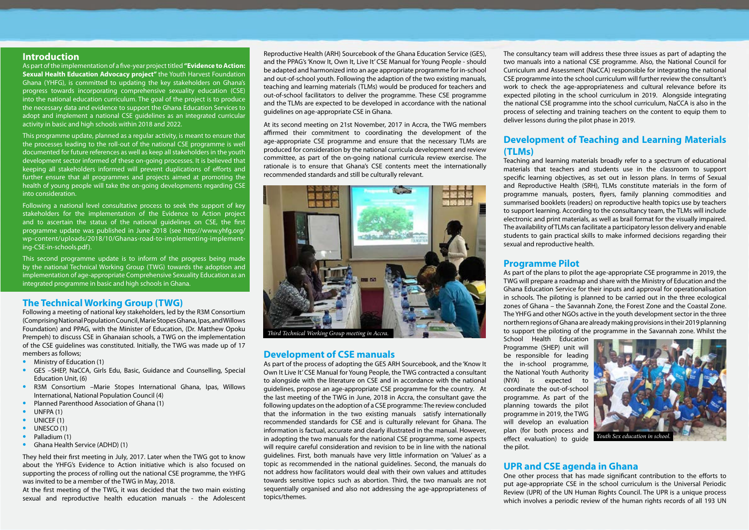## Introduction

As part of the implementation of a five-year project titled **"Evidence to Action: Sexual Health Education Advocacy project"** the Youth Harvest Foundation Ghana (YHFG), is committed to updating the key stakeholders on Ghana's progress towards incorporating comprehensive sexuality education (CSE) into the national education curriculum. The goal of the project is to produce the necessary data and evidence to support the Ghana Education Services to adopt and implement a national CSE guidelines as an integrated curricular activity in basic and high schools within 2018 and 2022.

This programme update, planned as a regular activity, is meant to ensure that the processes leading to the roll-out of the national CSE programme is well documented for future references as well as keep all stakeholders in the youth development sector informed of these on-going processes. It is believed that keeping all stakeholders informed will prevent duplications of efforts and further ensure that all programmes and projects aimed at promoting the health of young people will take the on-going developments regarding CSE into consideration.

Following a national level consultative process to seek the support of key stakeholders for the implementation of the Evidence to Action project and to ascertain the status of the national guidelines on CSE, the first programme update was published in June 2018 (see http://www.yhfg.org/wp-content/uploads/2018/10/Ghanas-road-to-implementing-implementing-CSE-in-schools.pdf).

This second programme update is to inform of the progress being made by the national Technical Working Group (TWG) towards the adoption and implementation of age-appropriate Comprehensive Sexuality Education as an integrated programme in basic and high schools in Ghana.

## The Technical Working Group (TWG)

Following a meeting of national key stakeholders, led by the R3M Consortium (Comprising National Population Council, Marie Stopes Ghana, Ipas, and Willows Foundation) and PPAG, with the Minister of Education, (Dr. Matthew Opoku Prempeh) to discuss CSE in Ghanaian schools, a TWG on the implementation of the CSE guidelines was constituted. Initially, the TWG was made up of 17 members as follows;

- Ministry of Education (1)
- GES –SHEP, NaCCA, Girls Edu, Basic, Guidance and Counselling, Special Education Unit, (6)
- R3M Consortium –Marie Stopes International Ghana, Ipas, Willows International, National Population Council (4)
- Planned Parenthood Association of Ghana (1)
- UNFPA (1)
- UNICEF (1)
- UNESCO (1)
- Palladium (1)
- Ghana Health Service (ADHD) (1)

They held their first meeting in July, 2017. Later when the TWG got to know about the YHFG's Evidence to Action initiative which is also focused on supporting the process of rolling out the national CSE programme, the YHFG was invited to be a member of the TWG in May, 2018.

At the first meeting of the TWG, it was decided that the two main existing sexual and reproductive health education manuals - the Adolescent Reproductive Health (ARH) Sourcebook of the Ghana Education Service (GES), and the PPAG's 'Know It, Own It, Live It' CSE Manual for Young People - should be adapted and harmonized into an age appropriate programme for in-school and out-of-school youth. Following the adaption of the two existing manuals, teaching and learning materials (TLMs) would be produced for teachers and out-of-school facilitators to deliver the programme. These CSE programme and the TLMs are expected to be developed in accordance with the national guidelines on age-appropriate CSE in Ghana.

At its second meeting on 21st November, 2017 in Accra, the TWG members affirmed their commitment to coordinating the development of the age-appropriate CSE programme and ensure that the necessary TLMs are produced for consideration by the national curricula development and review committee, as part of the on-going national curricula review exercise. The rationale is to ensure that Ghana's CSE contents meet the internationally recommended standards and still be culturally relevant.

*Third Technical Working Group meeting in Accra.*

## Development of CSE manuals

As part of the process of adopting the GES ARH Sourcebook, and the 'Know It Own It Live It' CSE Manual for Young People, the TWG contracted a consultant to alongside with the literature on CSE and in accordance with the national guidelines, propose an age-appropriate CSE programme for the country. At the last meeting of the TWG in June, 2018 in Accra, the consultant gave the following updates on the adoption of a CSE programme: The review concluded that the information in the two existing manuals satisfy internationally recommended standards for CSE and is culturally relevant for Ghana. The information is factual, accurate and clearly illustrated in the manual. However, in adopting the two manuals for the national CSE programme, some aspects will require careful consideration and revision to be in line with the national guidelines. First, both manuals have very little information on 'Values' as a topic as recommended in the national guidelines. Second, the manuals do not address how facilitators would deal with their own values and attitudes towards sensitive topics such as abortion. Third, the two manuals are not sequentially organised and also not addressing the age-appropriateness of topics/themes.

The consultancy team will address these three issues as part of adapting the two manuals into a national CSE programme. Also, the National Council for Curriculum and Assessment (NaCCA) responsible for integrating the national CSE programme into the school curriculum will further review the consultant's work to check the age-appropriateness and cultural relevance before its expected piloting in the school curriculum in 2019. Alongside integrating the national CSE programme into the school curriculum, NaCCA is also in the process of selecting and training teachers on the content to equip them to deliver lessons during the pilot phase in 2019.

## Development of Teaching and Learning Materials (TLMs)

Teaching and learning materials broadly refer to a spectrum of educational materials that teachers and students use in the classroom to support specific learning objectives, as set out in lesson plans. In terms of Sexual and Reproductive Health (SRH), TLMs constitute materials in the form of programme manuals, posters, flyers, family planning commodities and summarised booklets (readers) on reproductive health topics use by teachers to support learning. According to the consultancy team, the TLMs will include electronic and print materials, as well as brail format for the visually impaired. The availability of TLMs can facilitate a participatory lesson delivery and enable students to gain practical skills to make informed decisions regarding their sexual and reproductive health.

## Programme Pilot

As part of the plans to pilot the age-appropriate CSE programme in 2019, the TWG will prepare a roadmap and share with the Ministry of Education and the Ghana Education Service for their inputs and approval for operationalisation in schools. The piloting is planned to be carried out in the three ecological zones of Ghana – the Savannah Zone, the Forest Zone and the Coastal Zone. The YHFG and other NGOs active in the youth development sector in the three northern regions of Ghana are already making provisions in their 2019 planning to support the piloting of the programme in the Savannah zone. Whilst the School Health Education Programme (SHEP) unit will be responsible for leading the in-school programme, the National Youth Authority (NYA) is expected to coordinate the out-of-school programme. As part of the planning towards the pilot programme in 2019, the TWG will develop an evaluation plan (for both process and effect evaluation) to guide the pilot.

*Youth Sex education in school.*

## UPR and CSE agenda in Ghana

One other process that has made significant contribution to the efforts to put age-appropriate CSE in the school curriculum is the Universal Periodic Review (UPR) of the UN Human Rights Council. The UPR is a unique process which involves a periodic review of the human rights records of all 193 UN